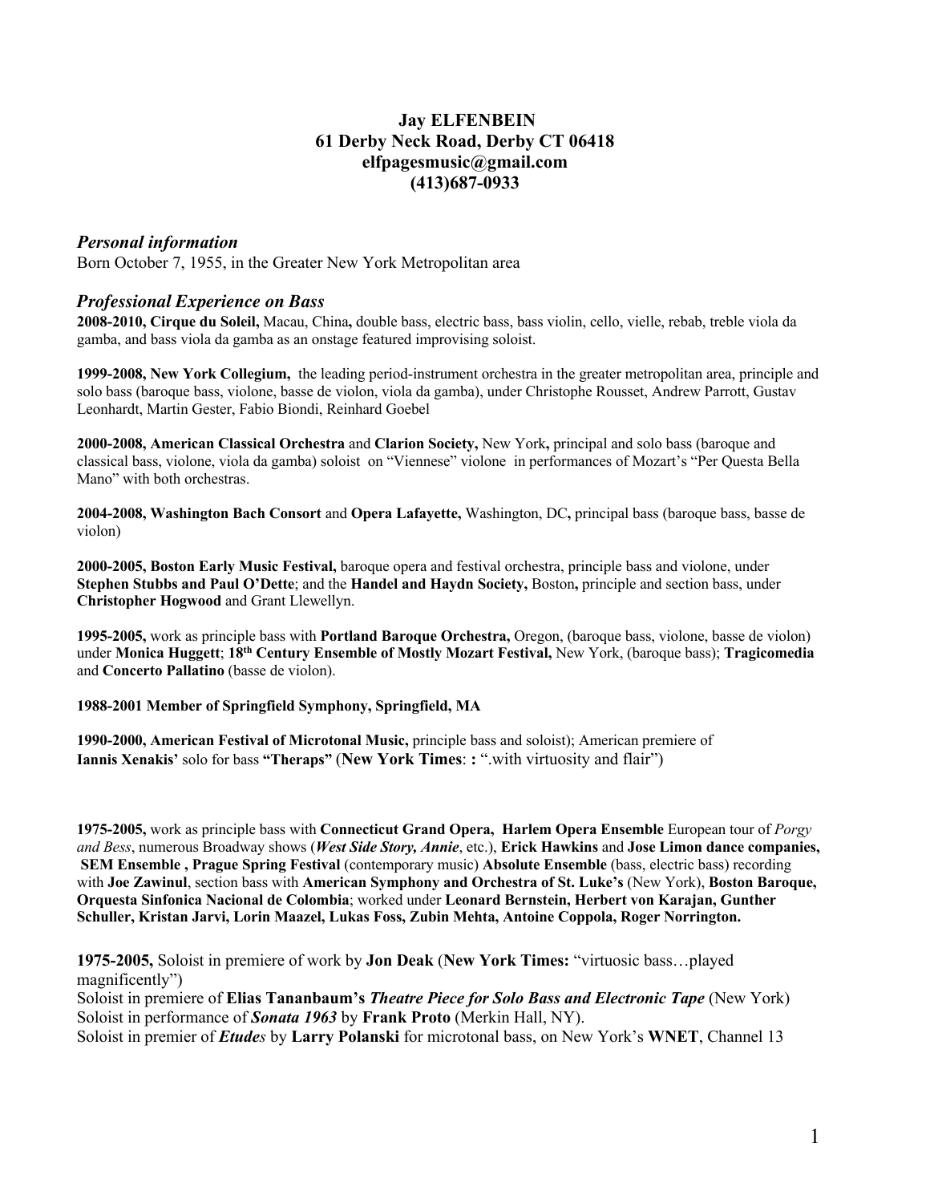**Jay ELFENBEIN**
**61 Derby Neck Road, Derby CT 06418**
**elfpagesmusic@gmail.com**
**(413)687-0933**

## *Personal information*

Born October 7, 1955, in the Greater New York Metropolitan area

## *Professional Experience on Bass*

**2008-2010, Cirque du Soleil,** Macau, China**,** double bass, electric bass, bass violin, cello, vielle, rebab, treble viola da gamba, and bass viola da gamba as an onstage featured improvising soloist.

**1999-2008, New York Collegium,** the leading period-instrument orchestra in the greater metropolitan area, principle and solo bass (baroque bass, violone, basse de violon, viola da gamba), under Christophe Rousset, Andrew Parrott, Gustav Leonhardt, Martin Gester, Fabio Biondi, Reinhard Goebel

**2000-2008, American Classical Orchestra** and **Clarion Society,** New York**,** principal and solo bass (baroque and classical bass, violone, viola da gamba) soloist on "Viennese" violone in performances of Mozart's "Per Questa Bella Mano" with both orchestras.

**2004-2008, Washington Bach Consort** and **Opera Lafayette,** Washington, DC**,** principal bass (baroque bass, basse de violon)

**2000-2005, Boston Early Music Festival,** baroque opera and festival orchestra, principle bass and violone, under **Stephen Stubbs and Paul O'Dette**; and the **Handel and Haydn Society,** Boston**,** principle and section bass, under **Christopher Hogwood** and Grant Llewellyn.

**1995-2005,** work as principle bass with **Portland Baroque Orchestra,** Oregon, (baroque bass, violone, basse de violon) under **Monica Huggett**; **18th Century Ensemble of Mostly Mozart Festival,** New York, (baroque bass); **Tragicomedia** and **Concerto Pallatino** (basse de violon).

**1988-2001 Member of Springfield Symphony, Springfield, MA**

**1990-2000, American Festival of Microtonal Music,** principle bass and soloist); American premiere of **Iannis Xenakis'** solo for bass **"Theraps"** (**New York Times**: **:** ".with virtuosity and flair")

**1975-2005,** work as principle bass with **Connecticut Grand Opera, Harlem Opera Ensemble** European tour of *Porgy and Bess*, numerous Broadway shows (***West Side Story, Annie***, etc.), **Erick Hawkins** and **Jose Limon dance companies, SEM Ensemble , Prague Spring Festival** (contemporary music) **Absolute Ensemble** (bass, electric bass) recording with **Joe Zawinul**, section bass with **American Symphony and Orchestra of St. Luke's** (New York), **Boston Baroque, Orquesta Sinfonica Nacional de Colombia**; worked under **Leonard Bernstein, Herbert von Karajan, Gunther Schuller, Kristan Jarvi, Lorin Maazel, Lukas Foss, Zubin Mehta, Antoine Coppola, Roger Norrington.**

**1975-2005,** Soloist in premiere of work by **Jon Deak** (**New York Times:** "virtuosic bass…played magnificently")
Soloist in premiere of **Elias Tananbaum's** ***Theatre Piece for Solo Bass and Electronic Tape*** (New York)
Soloist in performance of ***Sonata 1963*** by **Frank Proto** (Merkin Hall, NY).
Soloist in premier of ***Etudes*** by **Larry Polanski** for microtonal bass, on New York's **WNET**, Channel 13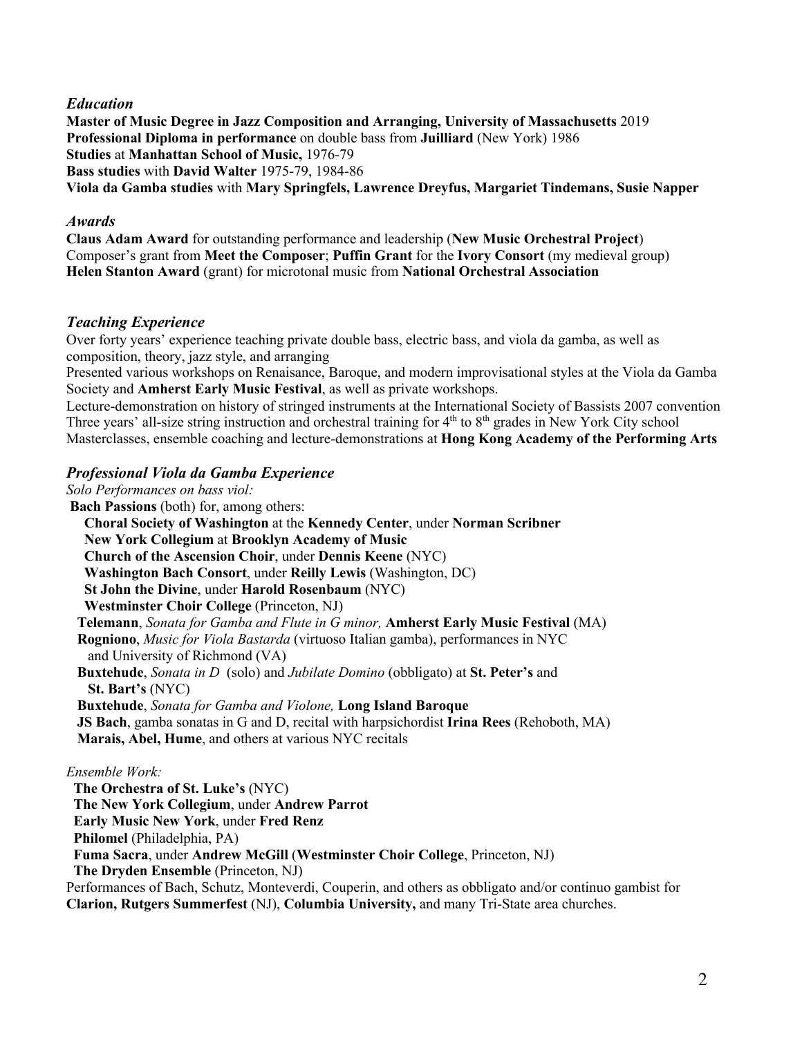## *Education*

**Master of Music Degree in Jazz Composition and Arranging, University of Massachusetts** 2019
**Professional Diploma in performance** on double bass from **Juilliard** (New York) 1986
**Studies** at **Manhattan School of Music,** 1976-79
**Bass studies** with **David Walter** 1975-79, 1984-86
**Viola da Gamba studies** with **Mary Springfels, Lawrence Dreyfus, Margariet Tindemans, Susie Napper**

## *Awards*

**Claus Adam Award** for outstanding performance and leadership (**New Music Orchestral Project**)
Composer's grant from **Meet the Composer**; **Puffin Grant** for the **Ivory Consort** (my medieval group)
**Helen Stanton Award** (grant) for microtonal music from **National Orchestral Association**

## *Teaching Experience*

Over forty years' experience teaching private double bass, electric bass, and viola da gamba, as well as composition, theory, jazz style, and arranging
Presented various workshops on Renaisance, Baroque, and modern improvisational styles at the Viola da Gamba Society and **Amherst Early Music Festival**, as well as private workshops.
Lecture-demonstration on history of stringed instruments at the International Society of Bassists 2007 convention
Three years' all-size string instruction and orchestral training for 4th to 8th grades in New York City school
Masterclasses, ensemble coaching and lecture-demonstrations at **Hong Kong Academy of the Performing Arts**

## *Professional Viola da Gamba Experience*

*Solo Performances on bass viol:*

**Bach Passions** (both) for, among others:
- **Choral Society of Washington** at the **Kennedy Center**, under **Norman Scribner**
- **New York Collegium** at **Brooklyn Academy of Music**
- **Church of the Ascension Choir**, under **Dennis Keene** (NYC)
- **Washington Bach Consort**, under **Reilly Lewis** (Washington, DC)
- **St John the Divine**, under **Harold Rosenbaum** (NYC)
- **Westminster Choir College** (Princeton, NJ)

**Telemann**, *Sonata for Gamba and Flute in G minor,* **Amherst Early Music Festival** (MA)
**Rogniono**, *Music for Viola Bastarda* (virtuoso Italian gamba), performances in NYC and University of Richmond (VA)
**Buxtehude**, *Sonata in D* (solo) and *Jubilate Domino* (obbligato) at **St. Peter's** and **St. Bart's** (NYC)
**Buxtehude**, *Sonata for Gamba and Violone,* **Long Island Baroque**
**JS Bach**, gamba sonatas in G and D, recital with harpsichordist **Irina Rees** (Rehoboth, MA)
**Marais, Abel, Hume**, and others at various NYC recitals

*Ensemble Work:*

**The Orchestra of St. Luke's** (NYC)
**The New York Collegium**, under **Andrew Parrot**
**Early Music New York**, under **Fred Renz**
**Philomel** (Philadelphia, PA)
**Fuma Sacra**, under **Andrew McGill** (**Westminster Choir College**, Princeton, NJ)
**The Dryden Ensemble** (Princeton, NJ)

Performances of Bach, Schutz, Monteverdi, Couperin, and others as obbligato and/or continuo gambist for **Clarion, Rutgers Summerfest** (NJ), **Columbia University,** and many Tri-State area churches.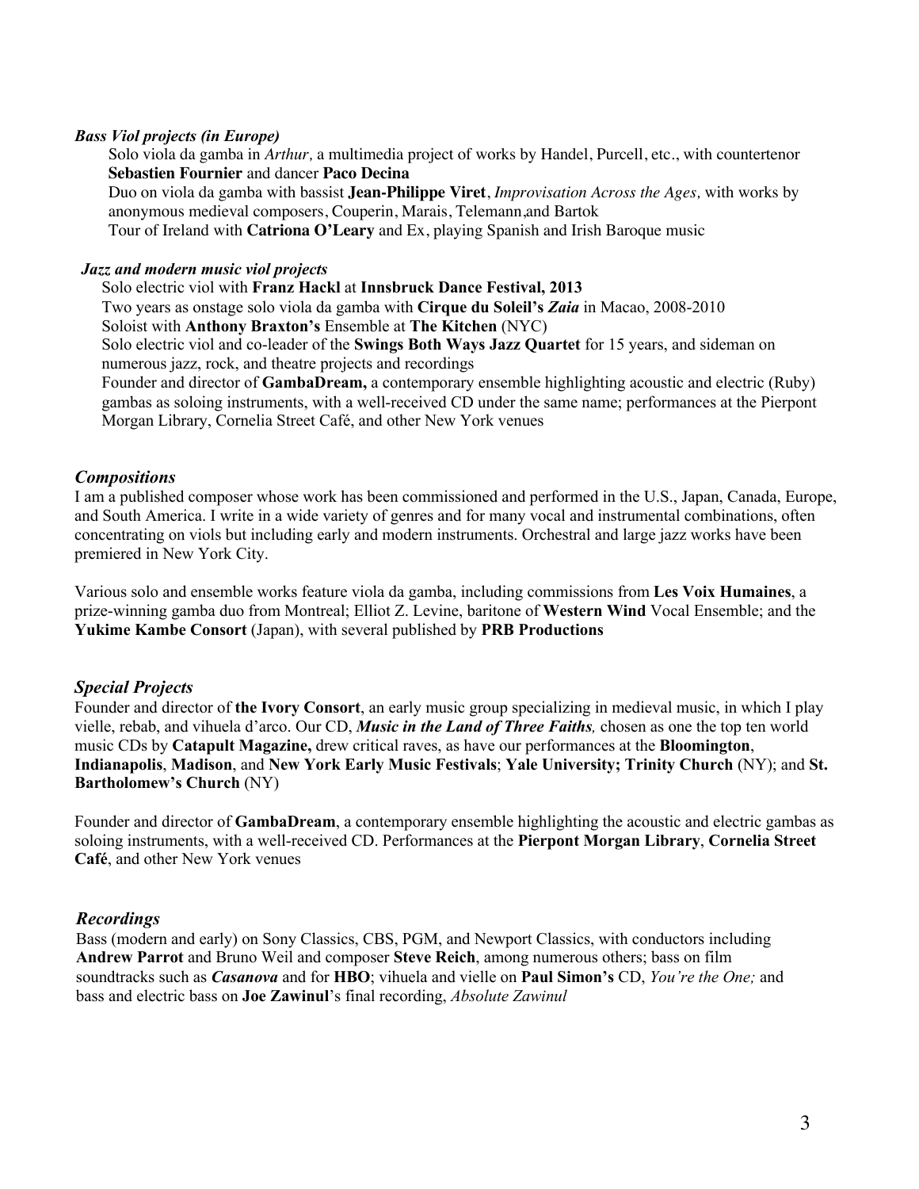#### *Bass Viol projects (in Europe)*

Solo viola da gamba in *Arthur,* a multimedia project of works by Handel, Purcell, etc., with countertenor **Sebastien Fournier** and dancer **Paco Decina**

Duo on viola da gamba with bassist **Jean-Philippe Viret**, *Improvisation Across the Ages,* with works by anonymous medieval composers, Couperin, Marais, Telemann,and Bartok

Tour of Ireland with **Catriona O'Leary** and Ex, playing Spanish and Irish Baroque music

#### *Jazz and modern music viol projects*

Solo electric viol with **Franz Hackl** at **Innsbruck Dance Festival, 2013**

Two years as onstage solo viola da gamba with **Cirque du Soleil's** ***Zaia*** in Macao, 2008-2010

Soloist with **Anthony Braxton's** Ensemble at **The Kitchen** (NYC)

Solo electric viol and co-leader of the **Swings Both Ways Jazz Quartet** for 15 years, and sideman on numerous jazz, rock, and theatre projects and recordings

Founder and director of **GambaDream,** a contemporary ensemble highlighting acoustic and electric (Ruby) gambas as soloing instruments, with a well-received CD under the same name; performances at the Pierpont Morgan Library, Cornelia Street Café, and other New York venues

### *Compositions*

I am a published composer whose work has been commissioned and performed in the U.S., Japan, Canada, Europe, and South America. I write in a wide variety of genres and for many vocal and instrumental combinations, often concentrating on viols but including early and modern instruments. Orchestral and large jazz works have been premiered in New York City.

Various solo and ensemble works feature viola da gamba, including commissions from **Les Voix Humaines**, a prize-winning gamba duo from Montreal; Elliot Z. Levine, baritone of **Western Wind** Vocal Ensemble; and the **Yukime Kambe Consort** (Japan), with several published by **PRB Productions**

### *Special Projects*

Founder and director of **the Ivory Consort**, an early music group specializing in medieval music, in which I play vielle, rebab, and vihuela d'arco. Our CD, ***Music in the Land of Three Faiths,*** chosen as one the top ten world music CDs by **Catapult Magazine,** drew critical raves, as have our performances at the **Bloomington**, **Indianapolis**, **Madison**, and **New York Early Music Festivals**; **Yale University; Trinity Church** (NY); and **St. Bartholomew's Church** (NY)

Founder and director of **GambaDream**, a contemporary ensemble highlighting the acoustic and electric gambas as soloing instruments, with a well-received CD. Performances at the **Pierpont Morgan Library**, **Cornelia Street Café**, and other New York venues

### *Recordings*

Bass (modern and early) on Sony Classics, CBS, PGM, and Newport Classics, with conductors including **Andrew Parrot** and Bruno Weil and composer **Steve Reich**, among numerous others; bass on film soundtracks such as ***Casanova*** and for **HBO**; vihuela and vielle on **Paul Simon's** CD, *You're the One;* and bass and electric bass on **Joe Zawinul**'s final recording, *Absolute Zawinul*